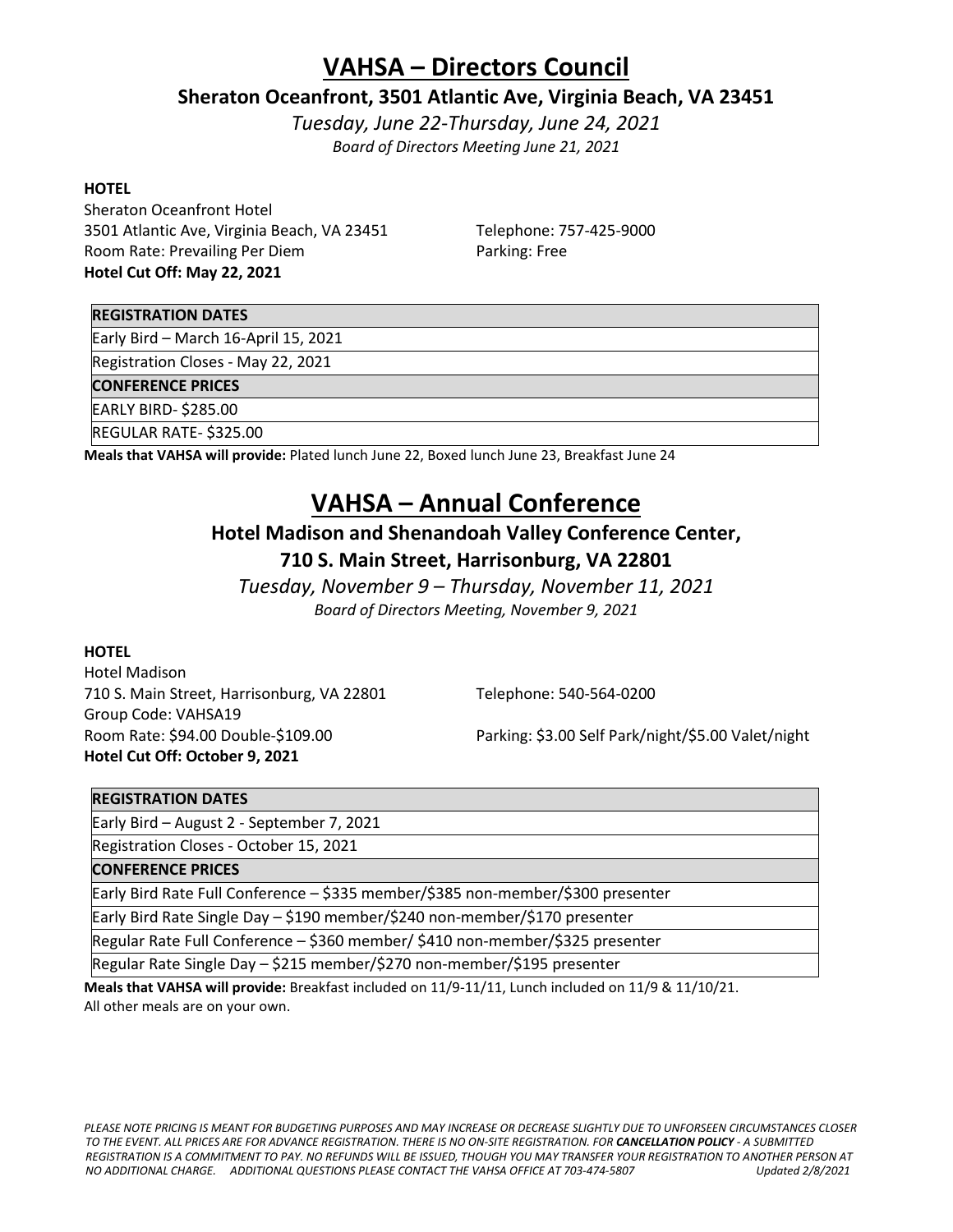# VAHSA – Directors Council

## Sheraton Oceanfront, 3501 Atlantic Ave, Virginia Beach, VA 23451

*Tuesday, June 22-Thursday, June 24, 2021*

*Board of Directors Meeting June 21, 2021*

**HOTEL**

Sheraton Oceanfront Hotel
3501 Atlantic Ave, Virginia Beach, VA 23451
Telephone: 757-425-9000
Room Rate: Prevailing Per Diem
Parking: Free
**Hotel Cut Off: May 22, 2021**

| **REGISTRATION DATES** |
|---|
| Early Bird – March 16-April 15, 2021 |
| Registration Closes - May 22, 2021 |
| **CONFERENCE PRICES** |
| EARLY BIRD- $285.00 |
| REGULAR RATE- $325.00 |

**Meals that VAHSA will provide:** Plated lunch June 22, Boxed lunch June 23, Breakfast June 24

# VAHSA – Annual Conference

## Hotel Madison and Shenandoah Valley Conference Center, 710 S. Main Street, Harrisonburg, VA 22801

*Tuesday, November 9 – Thursday, November 11, 2021*

*Board of Directors Meeting, November 9, 2021*

**HOTEL**

Hotel Madison
710 S. Main Street, Harrisonburg, VA 22801
Telephone: 540-564-0200
Group Code: VAHSA19
Room Rate: $94.00 Double-$109.00
Parking: $3.00 Self Park/night/$5.00 Valet/night
**Hotel Cut Off: October 9, 2021**

| **REGISTRATION DATES** |
|---|
| Early Bird – August 2 - September 7, 2021 |
| Registration Closes - October 15, 2021 |
| **CONFERENCE PRICES** |
| Early Bird Rate Full Conference – $335 member/$385 non-member/$300 presenter |
| Early Bird Rate Single Day – $190 member/$240 non-member/$170 presenter |
| Regular Rate Full Conference – $360 member/ $410 non-member/$325 presenter |
| Regular Rate Single Day – $215 member/$270 non-member/$195 presenter |

**Meals that VAHSA will provide:** Breakfast included on 11/9-11/11, Lunch included on 11/9 & 11/10/21.
All other meals are on your own.

*PLEASE NOTE PRICING IS MEANT FOR BUDGETING PURPOSES AND MAY INCREASE OR DECREASE SLIGHTLY DUE TO UNFORSEEN CIRCUMSTANCES CLOSER TO THE EVENT. ALL PRICES ARE FOR ADVANCE REGISTRATION. THERE IS NO ON-SITE REGISTRATION. FOR **CANCELLATION POLICY** - A SUBMITTED REGISTRATION IS A COMMITMENT TO PAY. NO REFUNDS WILL BE ISSUED, THOUGH YOU MAY TRANSFER YOUR REGISTRATION TO ANOTHER PERSON AT NO ADDITIONAL CHARGE. ADDITIONAL QUESTIONS PLEASE CONTACT THE VAHSA OFFICE AT 703-474-5807* *Updated 2/8/2021*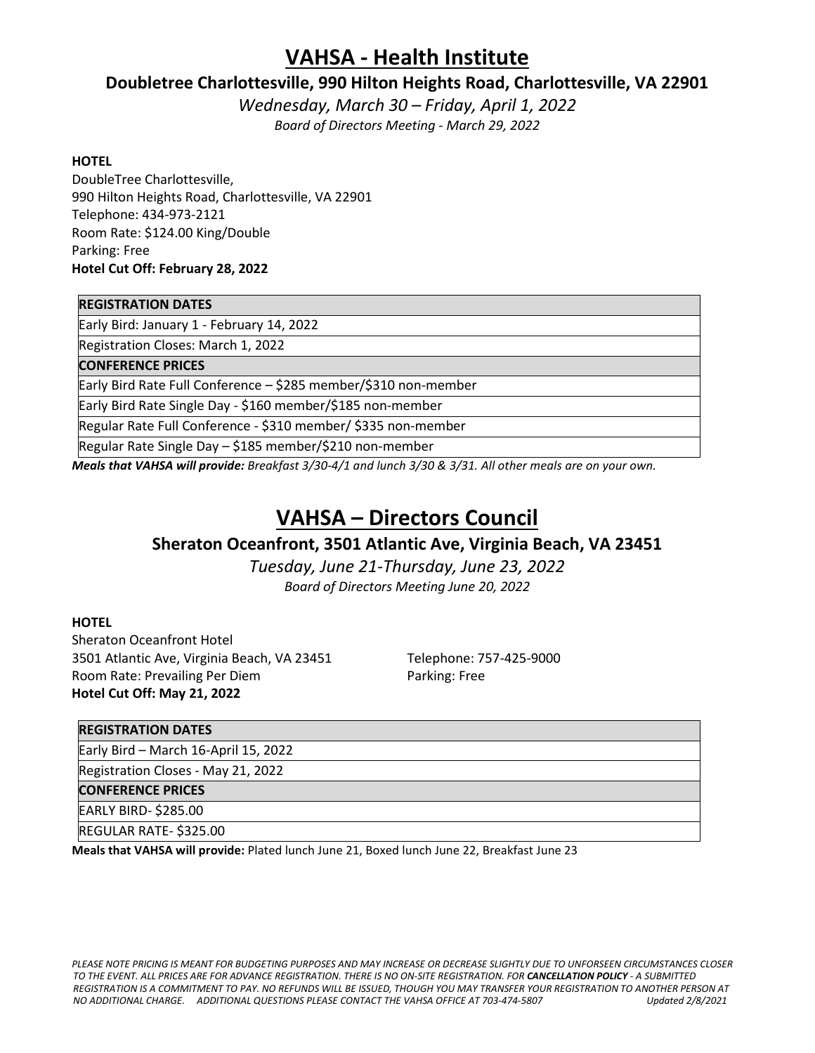# VAHSA - Health Institute

## Doubletree Charlottesville, 990 Hilton Heights Road, Charlottesville, VA 22901

*Wednesday, March 30 – Friday, April 1, 2022*

*Board of Directors Meeting - March 29, 2022*

**HOTEL**
DoubleTree Charlottesville,
990 Hilton Heights Road, Charlottesville, VA 22901
Telephone: 434-973-2121
Room Rate: $124.00 King/Double
Parking: Free
**Hotel Cut Off: February 28, 2022**

| **REGISTRATION DATES** |
|---|
| Early Bird: January 1 - February 14, 2022 |
| Registration Closes: March 1, 2022 |
| **CONFERENCE PRICES** |
| Early Bird Rate Full Conference – $285 member/$310 non-member |
| Early Bird Rate Single Day - $160 member/$185 non-member |
| Regular Rate Full Conference - $310 member/ $335 non-member |
| Regular Rate Single Day – $185 member/$210 non-member |

***Meals that VAHSA will provide:*** *Breakfast 3/30-4/1 and lunch 3/30 & 3/31. All other meals are on your own.*

# VAHSA – Directors Council

## Sheraton Oceanfront, 3501 Atlantic Ave, Virginia Beach, VA 23451

*Tuesday, June 21-Thursday, June 23, 2022*

*Board of Directors Meeting June 20, 2022*

**HOTEL**
Sheraton Oceanfront Hotel
3501 Atlantic Ave, Virginia Beach, VA 23451
Telephone: 757-425-9000
Room Rate: Prevailing Per Diem
Parking: Free
**Hotel Cut Off: May 21, 2022**

| **REGISTRATION DATES** |
|---|
| Early Bird – March 16-April 15, 2022 |
| Registration Closes - May 21, 2022 |
| **CONFERENCE PRICES** |
| EARLY BIRD- $285.00 |
| REGULAR RATE- $325.00 |

**Meals that VAHSA will provide:** Plated lunch June 21, Boxed lunch June 22, Breakfast June 23

*PLEASE NOTE PRICING IS MEANT FOR BUDGETING PURPOSES AND MAY INCREASE OR DECREASE SLIGHTLY DUE TO UNFORSEEN CIRCUMSTANCES CLOSER TO THE EVENT. ALL PRICES ARE FOR ADVANCE REGISTRATION. THERE IS NO ON-SITE REGISTRATION. FOR **CANCELLATION POLICY** - A SUBMITTED REGISTRATION IS A COMMITMENT TO PAY. NO REFUNDS WILL BE ISSUED, THOUGH YOU MAY TRANSFER YOUR REGISTRATION TO ANOTHER PERSON AT NO ADDITIONAL CHARGE. ADDITIONAL QUESTIONS PLEASE CONTACT THE VAHSA OFFICE AT 703-474-5807 Updated 2/8/2021*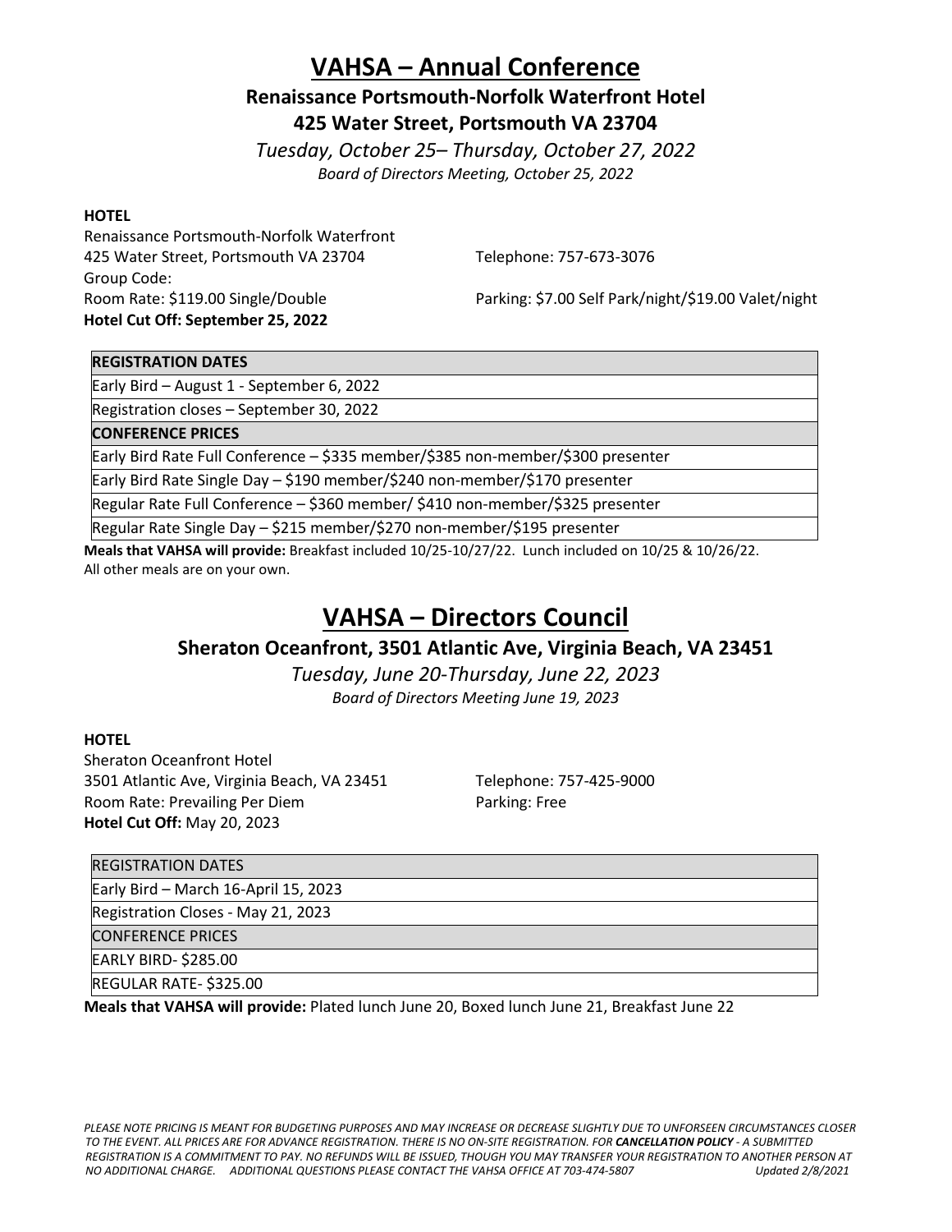# VAHSA – Annual Conference

## Renaissance Portsmouth-Norfolk Waterfront Hotel

## 425 Water Street, Portsmouth VA 23704

*Tuesday, October 25– Thursday, October 27, 2022*

*Board of Directors Meeting, October 25, 2022*

**HOTEL**

Renaissance Portsmouth-Norfolk Waterfront
425 Water Street, Portsmouth VA 23704
Group Code:
Room Rate: $119.00 Single/Double
**Hotel Cut Off: September 25, 2022**

Telephone: 757-673-3076
Parking: $7.00 Self Park/night/$19.00 Valet/night

| |
|---|
| **REGISTRATION DATES** |
| Early Bird – August 1 - September 6, 2022 |
| Registration closes – September 30, 2022 |
| **CONFERENCE PRICES** |
| Early Bird Rate Full Conference – $335 member/$385 non-member/$300 presenter |
| Early Bird Rate Single Day – $190 member/$240 non-member/$170 presenter |
| Regular Rate Full Conference – $360 member/ $410 non-member/$325 presenter |
| Regular Rate Single Day – $215 member/$270 non-member/$195 presenter |

**Meals that VAHSA will provide:** Breakfast included 10/25-10/27/22. Lunch included on 10/25 & 10/26/22. All other meals are on your own.

# VAHSA – Directors Council

## Sheraton Oceanfront, 3501 Atlantic Ave, Virginia Beach, VA 23451

*Tuesday, June 20-Thursday, June 22, 2023*

*Board of Directors Meeting June 19, 2023*

**HOTEL**

Sheraton Oceanfront Hotel
3501 Atlantic Ave, Virginia Beach, VA 23451
Room Rate: Prevailing Per Diem
**Hotel Cut Off:** May 20, 2023

Telephone: 757-425-9000
Parking: Free

| |
|---|
| REGISTRATION DATES |
| Early Bird – March 16-April 15, 2023 |
| Registration Closes - May 21, 2023 |
| CONFERENCE PRICES |
| EARLY BIRD- $285.00 |
| REGULAR RATE- $325.00 |

**Meals that VAHSA will provide:** Plated lunch June 20, Boxed lunch June 21, Breakfast June 22

*PLEASE NOTE PRICING IS MEANT FOR BUDGETING PURPOSES AND MAY INCREASE OR DECREASE SLIGHTLY DUE TO UNFORSEEN CIRCUMSTANCES CLOSER TO THE EVENT. ALL PRICES ARE FOR ADVANCE REGISTRATION. THERE IS NO ON-SITE REGISTRATION. FOR **CANCELLATION POLICY** - A SUBMITTED REGISTRATION IS A COMMITMENT TO PAY. NO REFUNDS WILL BE ISSUED, THOUGH YOU MAY TRANSFER YOUR REGISTRATION TO ANOTHER PERSON AT NO ADDITIONAL CHARGE. ADDITIONAL QUESTIONS PLEASE CONTACT THE VAHSA OFFICE AT 703-474-5807 Updated 2/8/2021*